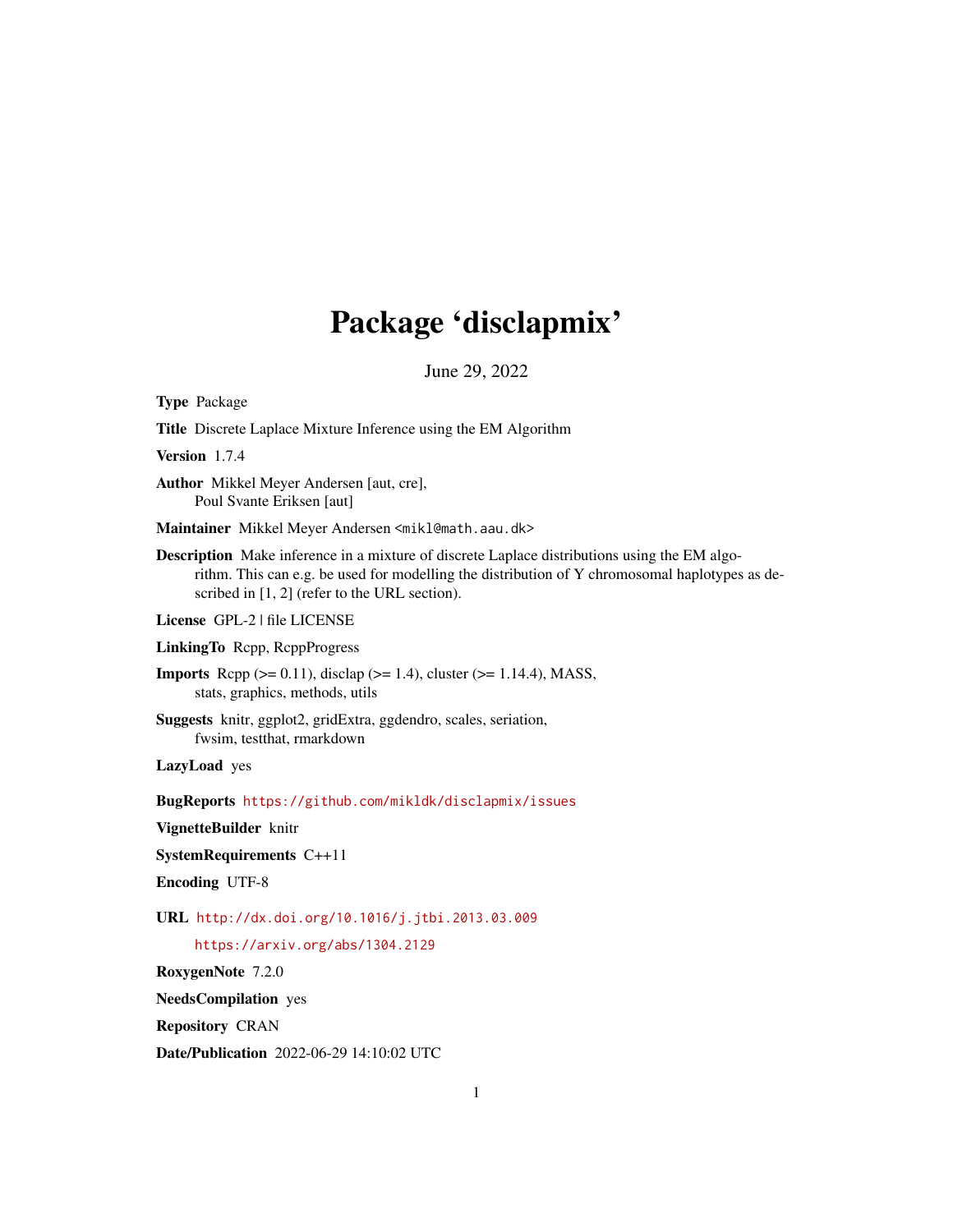# Package 'disclapmix'

June 29, 2022

**Type** Package

**Title** Discrete Laplace Mixture Inference using the EM Algorithm

**Version** 1.7.4

**Author** Mikkel Meyer Andersen [aut, cre],
Poul Svante Eriksen [aut]

**Maintainer** Mikkel Meyer Andersen <mikl@math.aau.dk>

**Description** Make inference in a mixture of discrete Laplace distributions using the EM algorithm. This can e.g. be used for modelling the distribution of Y chromosomal haplotypes as described in [1, 2] (refer to the URL section).

**License** GPL-2 | file LICENSE

**LinkingTo** Rcpp, RcppProgress

**Imports** Rcpp (>= 0.11), disclap (>= 1.4), cluster (>= 1.14.4), MASS, stats, graphics, methods, utils

**Suggests** knitr, ggplot2, gridExtra, ggdendro, scales, seriation, fwsim, testthat, rmarkdown

**LazyLoad** yes

**BugReports** https://github.com/mikldk/disclapmix/issues

**VignetteBuilder** knitr

**SystemRequirements** C++11

**Encoding** UTF-8

**URL** http://dx.doi.org/10.1016/j.jtbi.2013.03.009

https://arxiv.org/abs/1304.2129

**RoxygenNote** 7.2.0

**NeedsCompilation** yes

**Repository** CRAN

**Date/Publication** 2022-06-29 14:10:02 UTC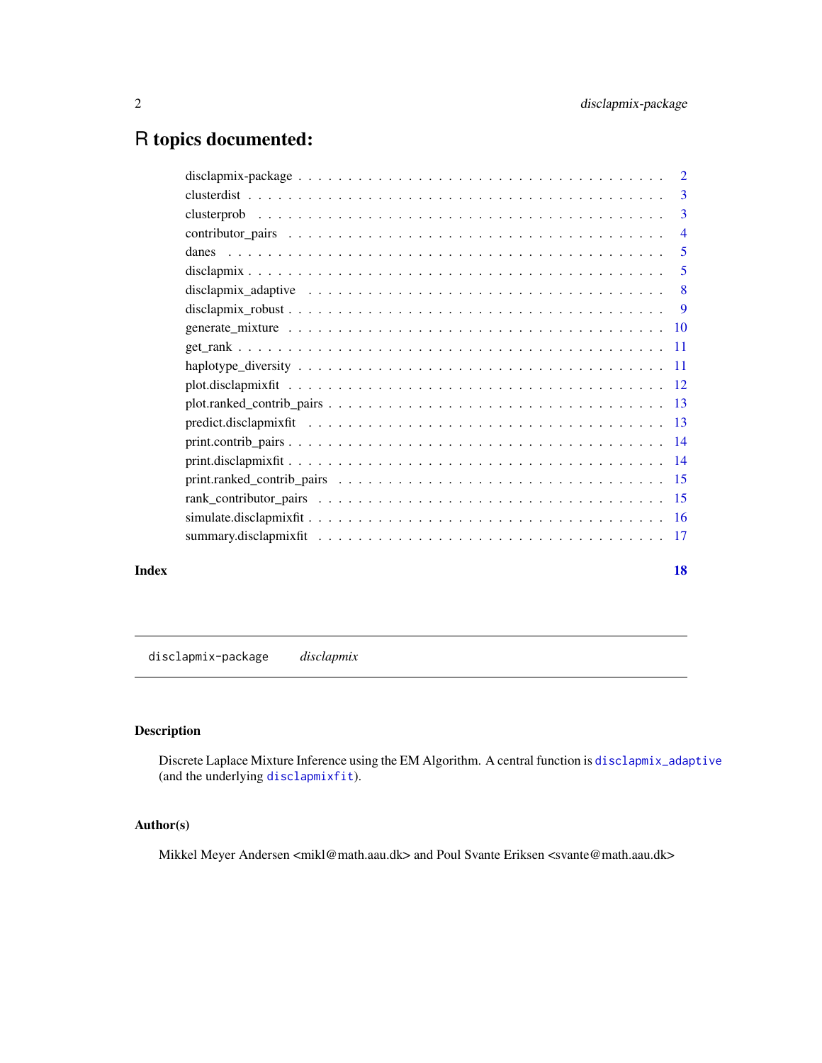# R topics documented:

| | |
|---|---|
| disclapmix-package | 2 |
| clusterdist | 3 |
| clusterprob | 3 |
| contributor_pairs | 4 |
| danes | 5 |
| disclapmix | 5 |
| disclapmix_adaptive | 8 |
| disclapmix_robust | 9 |
| generate_mixture | 10 |
| get_rank | 11 |
| haplotype_diversity | 11 |
| plot.disclapmixfit | 12 |
| plot.ranked_contrib_pairs | 13 |
| predict.disclapmixfit | 13 |
| print.contrib_pairs | 14 |
| print.disclapmixfit | 14 |
| print.ranked_contrib_pairs | 15 |
| rank_contributor_pairs | 15 |
| simulate.disclapmixfit | 16 |
| summary.disclapmixfit | 17 |
| **Index** | **18** |

---

`disclapmix-package` *disclapmix*

---

## Description

Discrete Laplace Mixture Inference using the EM Algorithm. A central function is `disclapmix_adaptive` (and the underlying `disclapmixfit`).

## Author(s)

Mikkel Meyer Andersen <mikl@math.aau.dk> and Poul Svante Eriksen <svante@math.aau.dk>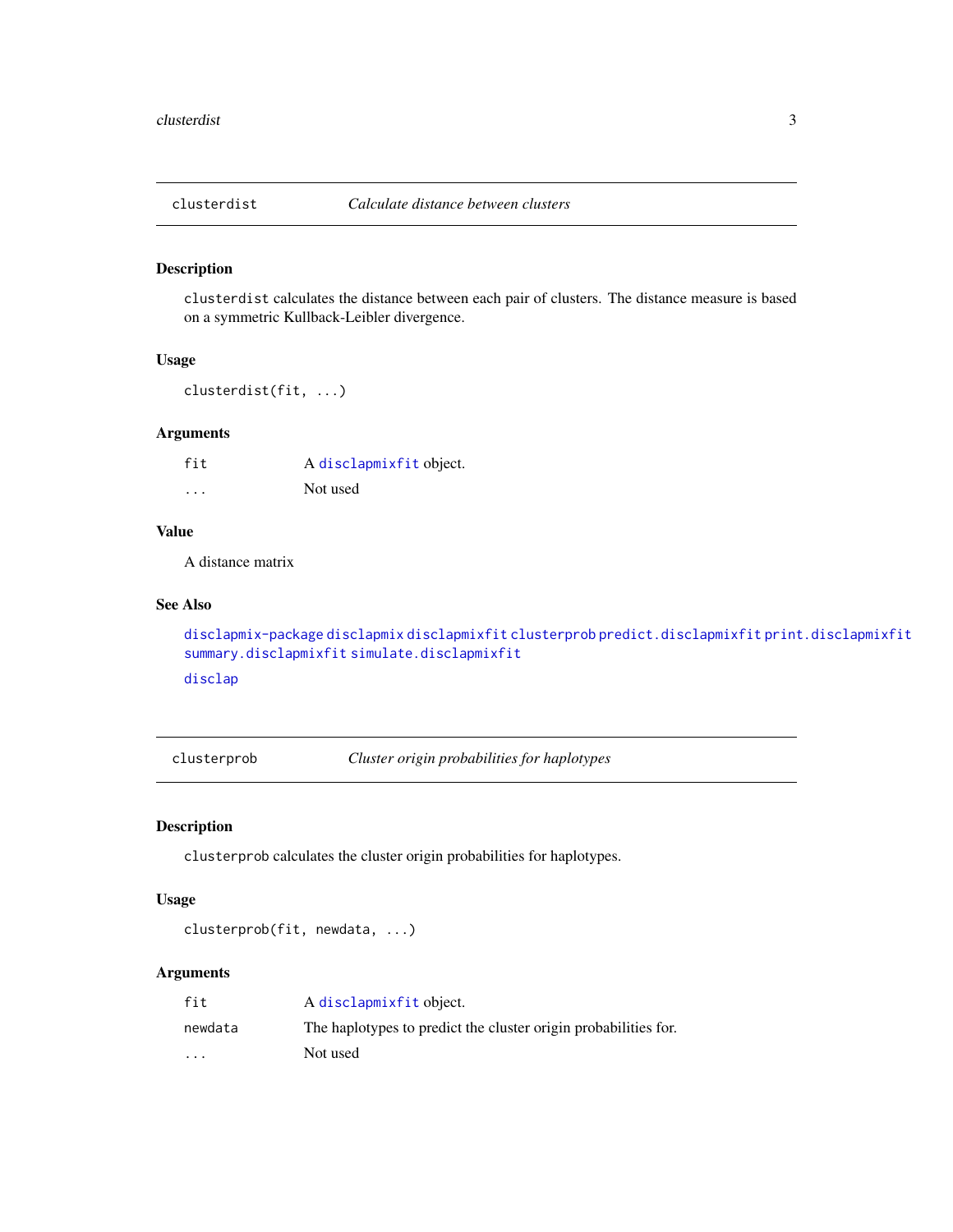## clusterdist — *Calculate distance between clusters*

### Description

`clusterdist` calculates the distance between each pair of clusters. The distance measure is based on a symmetric Kullback-Leibler divergence.

### Usage

```
clusterdist(fit, ...)
```

### Arguments

| | |
|---|---|
| `fit` | A `disclapmixfit` object. |
| `...` | Not used |

### Value

A distance matrix

### See Also

`disclapmix-package` `disclapmix` `disclapmixfit` `clusterprob` `predict.disclapmixfit` `print.disclapmixfit` `summary.disclapmixfit` `simulate.disclapmixfit`

`disclap`

## clusterprob — *Cluster origin probabilities for haplotypes*

### Description

`clusterprob` calculates the cluster origin probabilities for haplotypes.

### Usage

```
clusterprob(fit, newdata, ...)
```

### Arguments

| | |
|---|---|
| `fit` | A `disclapmixfit` object. |
| `newdata` | The haplotypes to predict the cluster origin probabilities for. |
| `...` | Not used |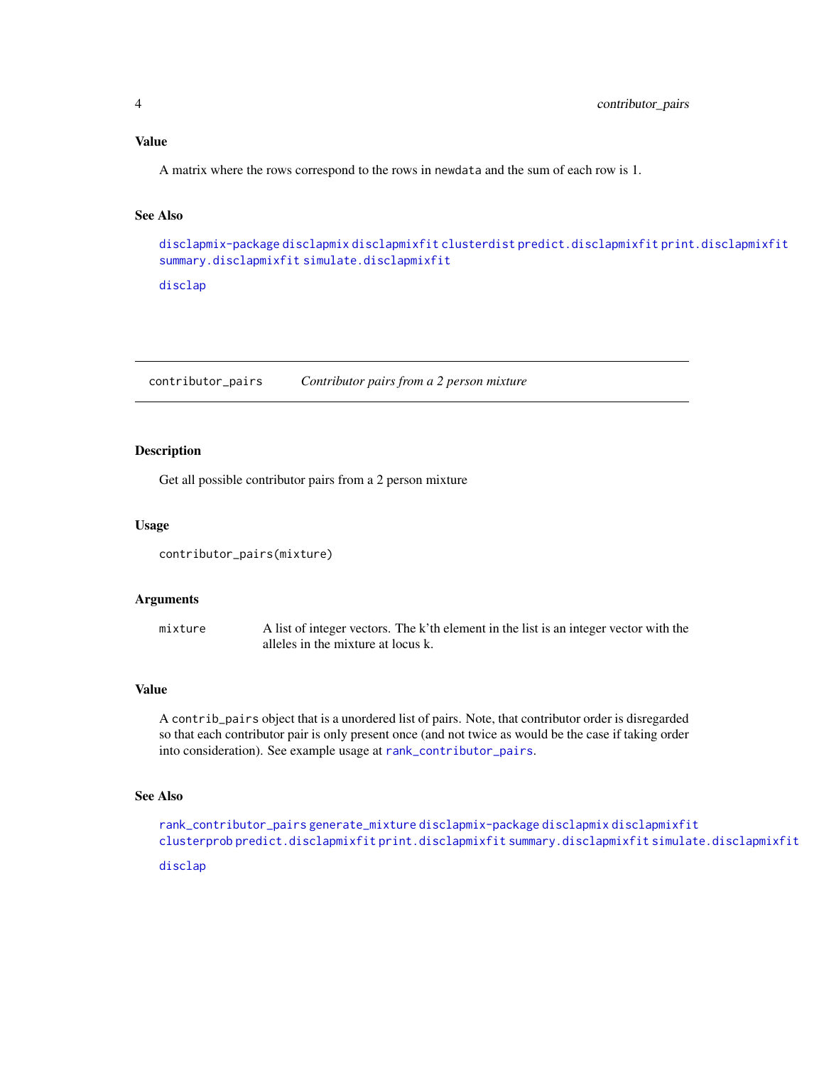### Value

A matrix where the rows correspond to the rows in `newdata` and the sum of each row is 1.

### See Also

`disclapmix-package` `disclapmix` `disclapmixfit` `clusterdist` `predict.disclapmixfit` `print.disclapmixfit` `summary.disclapmixfit` `simulate.disclapmixfit`

`disclap`

---

## contributor_pairs    *Contributor pairs from a 2 person mixture*

---

### Description

Get all possible contributor pairs from a 2 person mixture

### Usage

```
contributor_pairs(mixture)
```

### Arguments

| | |
|---|---|
| `mixture` | A list of integer vectors. The k'th element in the list is an integer vector with the alleles in the mixture at locus k. |

### Value

A `contrib_pairs` object that is a unordered list of pairs. Note, that contributor order is disregarded so that each contributor pair is only present once (and not twice as would be the case if taking order into consideration). See example usage at `rank_contributor_pairs`.

### See Also

`rank_contributor_pairs` `generate_mixture` `disclapmix-package` `disclapmix` `disclapmixfit` `clusterprob` `predict.disclapmixfit` `print.disclapmixfit` `summary.disclapmixfit` `simulate.disclapmixfit`

`disclap`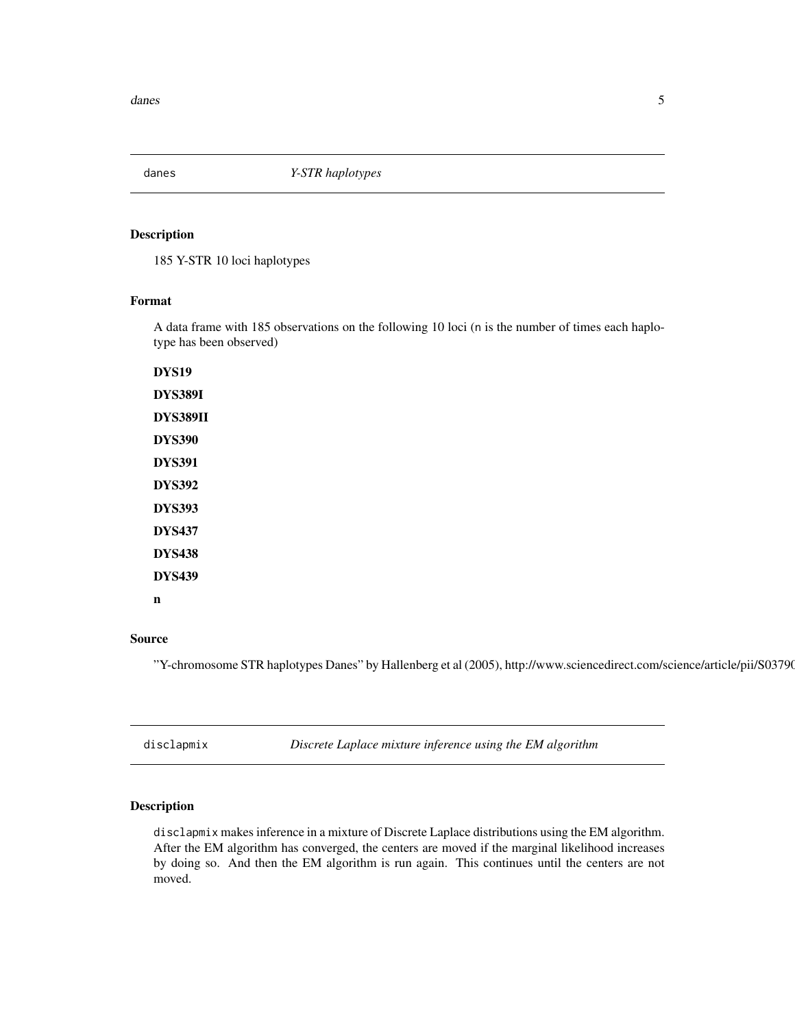## danes — *Y-STR haplotypes*

### Description

185 Y-STR 10 loci haplotypes

### Format

A data frame with 185 observations on the following 10 loci (n is the number of times each haplotype has been observed)

**DYS19**

**DYS389I**

**DYS389II**

**DYS390**

**DYS391**

**DYS392**

**DYS393**

**DYS437**

**DYS438**

**DYS439**

**n**

### Source

"Y-chromosome STR haplotypes Danes" by Hallenberg et al (2005), http://www.sciencedirect.com/science/article/pii/S0379

## disclapmix — *Discrete Laplace mixture inference using the EM algorithm*

### Description

disclapmix makes inference in a mixture of Discrete Laplace distributions using the EM algorithm. After the EM algorithm has converged, the centers are moved if the marginal likelihood increases by doing so. And then the EM algorithm is run again. This continues until the centers are not moved.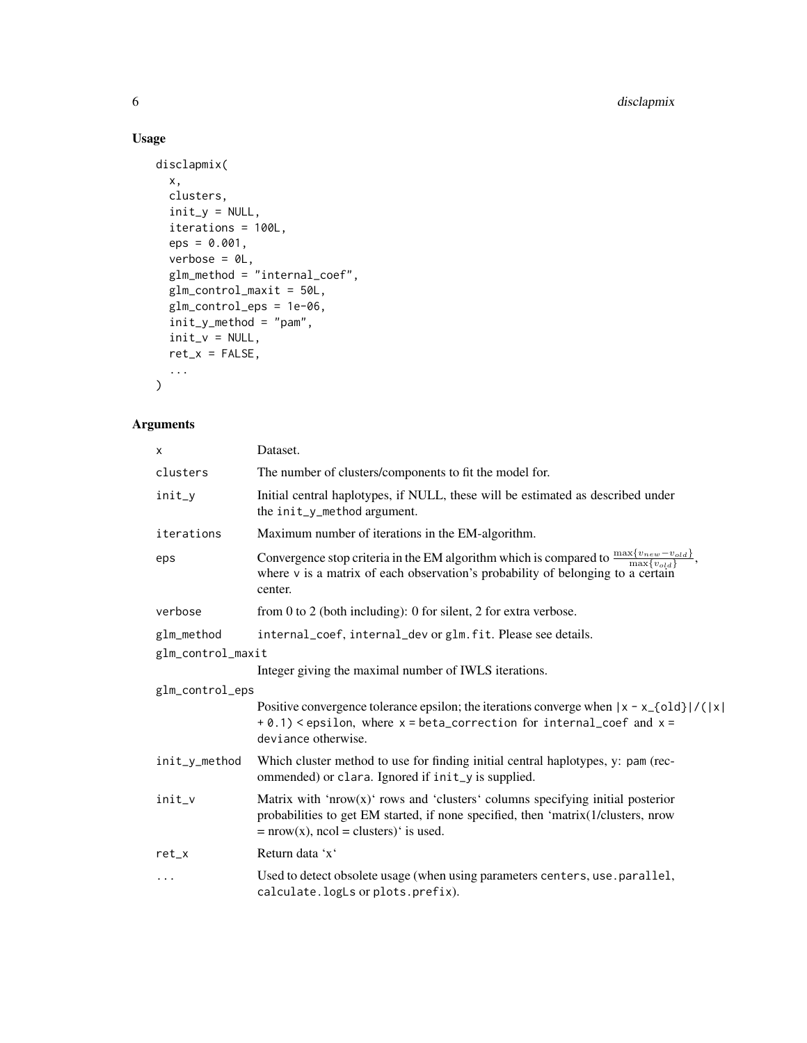## Usage

```
disclapmix(
  x,
  clusters,
  init_y = NULL,
  iterations = 100L,
  eps = 0.001,
  verbose = 0L,
  glm_method = "internal_coef",
  glm_control_maxit = 50L,
  glm_control_eps = 1e-06,
  init_y_method = "pam",
  init_v = NULL,
  ret_x = FALSE,
  ...
)
```

## Arguments

| Argument | Description |
|---|---|
| x | Dataset. |
| clusters | The number of clusters/components to fit the model for. |
| init_y | Initial central haplotypes, if NULL, these will be estimated as described under the init_y_method argument. |
| iterations | Maximum number of iterations in the EM-algorithm. |
| eps | Convergence stop criteria in the EM algorithm which is compared to $\frac{\max\{v_{new} - v_{old}\}}{\max\{v_{old}\}}$, where v is a matrix of each observation's probability of belonging to a certain center. |
| verbose | from 0 to 2 (both including): 0 for silent, 2 for extra verbose. |
| glm_method | internal_coef, internal_dev or glm.fit. Please see details. |
| glm_control_maxit | Integer giving the maximal number of IWLS iterations. |
| glm_control_eps | Positive convergence tolerance epsilon; the iterations converge when `|x - x_{old}|/(|x| + 0.1) < epsilon`, where `x = beta_correction` for `internal_coef` and `x = deviance` otherwise. |
| init_y_method | Which cluster method to use for finding initial central haplotypes, y: pam (recommended) or clara. Ignored if init_y is supplied. |
| init_v | Matrix with 'nrow(x)' rows and 'clusters' columns specifying initial posterior probabilities to get EM started, if none specified, then 'matrix(1/clusters, nrow = nrow(x), ncol = clusters)' is used. |
| ret_x | Return data 'x' |
| ... | Used to detect obsolete usage (when using parameters centers, use.parallel, calculate.logLs or plots.prefix). |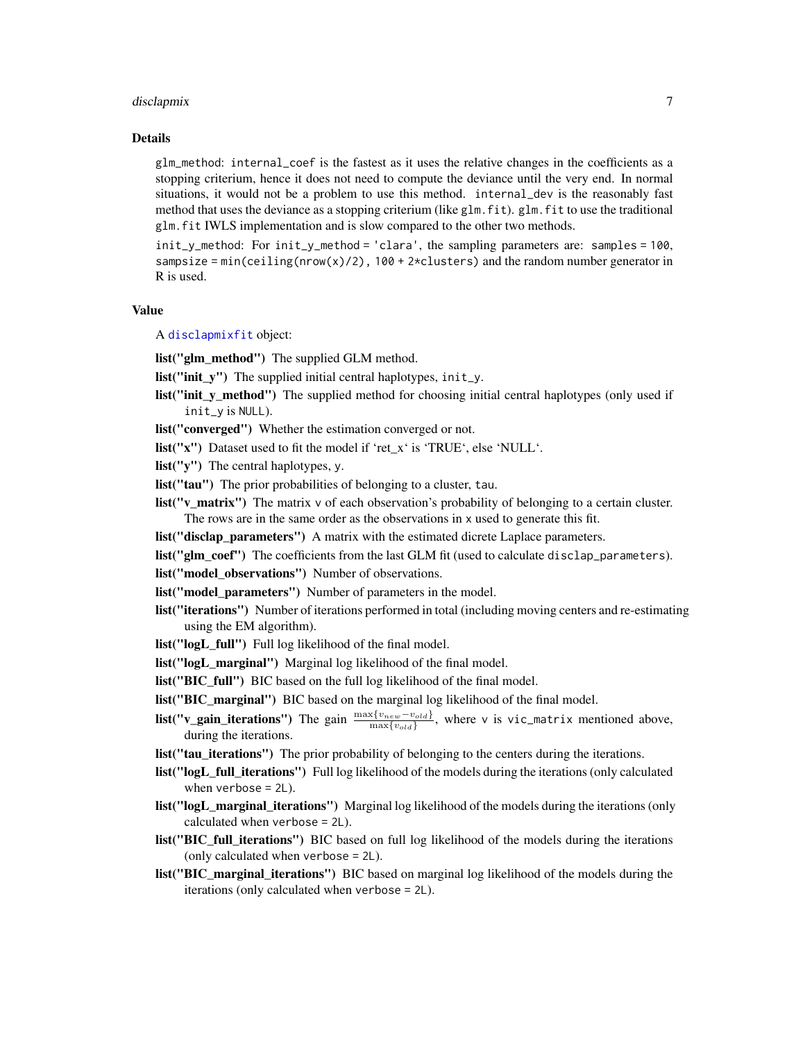### Details

glm_method: `internal_coef` is the fastest as it uses the relative changes in the coefficients as a stopping criterium, hence it does not need to compute the deviance until the very end. In normal situations, it would not be a problem to use this method. `internal_dev` is the reasonably fast method that uses the deviance as a stopping criterium (like `glm.fit`). `glm.fit` to use the traditional `glm.fit` IWLS implementation and is slow compared to the other two methods.

init_y_method: For `init_y_method = 'clara'`, the sampling parameters are: `samples = 100`, `sampsize = min(ceiling(nrow(x)/2), 100 + 2*clusters)` and the random number generator in R is used.

### Value

A disclapmixfit object:

**list("glm_method")** The supplied GLM method.

**list("init_y")** The supplied initial central haplotypes, `init_y`.

**list("init_y_method")** The supplied method for choosing initial central haplotypes (only used if `init_y` is `NULL`).

**list("converged")** Whether the estimation converged or not.

**list("x")** Dataset used to fit the model if 'ret_x' is 'TRUE', else 'NULL'.

**list("y")** The central haplotypes, `y`.

**list("tau")** The prior probabilities of belonging to a cluster, `tau`.

**list("v_matrix")** The matrix `v` of each observation's probability of belonging to a certain cluster. The rows are in the same order as the observations in `x` used to generate this fit.

**list("disclap_parameters")** A matrix with the estimated dicrete Laplace parameters.

**list("glm_coef")** The coefficients from the last GLM fit (used to calculate `disclap_parameters`).

**list("model_observations")** Number of observations.

**list("model_parameters")** Number of parameters in the model.

**list("iterations")** Number of iterations performed in total (including moving centers and re-estimating using the EM algorithm).

**list("logL_full")** Full log likelihood of the final model.

**list("logL_marginal")** Marginal log likelihood of the final model.

**list("BIC_full")** BIC based on the full log likelihood of the final model.

**list("BIC_marginal")** BIC based on the marginal log likelihood of the final model.

**list("v_gain_iterations")** The gain $\frac{\max\{v_{new} - v_{old}\}}{\max\{v_{old}\}}$, where `v` is `vic_matrix` mentioned above, during the iterations.

**list("tau_iterations")** The prior probability of belonging to the centers during the iterations.

**list("logL_full_iterations")** Full log likelihood of the models during the iterations (only calculated when `verbose = 2L`).

**list("logL_marginal_iterations")** Marginal log likelihood of the models during the iterations (only calculated when `verbose = 2L`).

**list("BIC_full_iterations")** BIC based on full log likelihood of the models during the iterations (only calculated when `verbose = 2L`).

**list("BIC_marginal_iterations")** BIC based on marginal log likelihood of the models during the iterations (only calculated when `verbose = 2L`).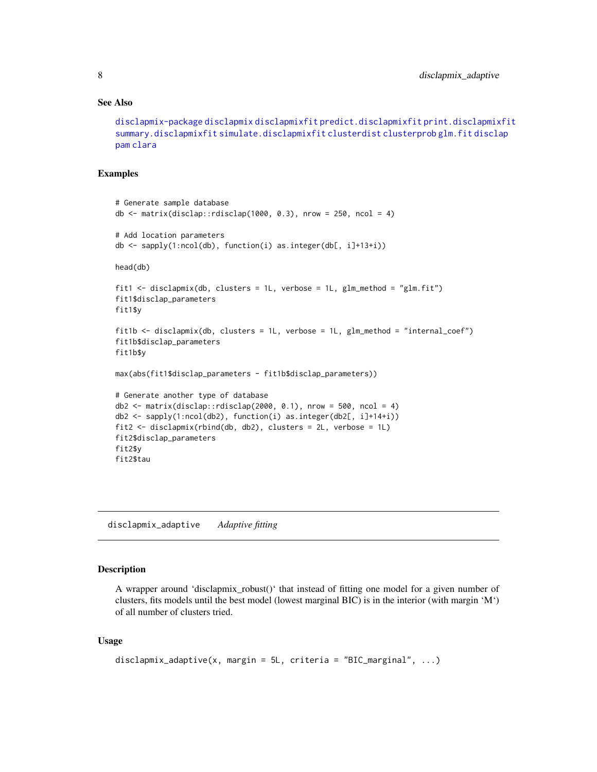## See Also

disclapmix-package disclapmix disclapmixfit predict.disclapmixfit print.disclapmixfit summary.disclapmixfit simulate.disclapmixfit clusterdist clusterprob glm.fit disclap pam clara

## Examples

```
# Generate sample database
db <- matrix(disclap::rdisclap(1000, 0.3), nrow = 250, ncol = 4)

# Add location parameters
db <- sapply(1:ncol(db), function(i) as.integer(db[, i]+13+i))

head(db)

fit1 <- disclapmix(db, clusters = 1L, verbose = 1L, glm_method = "glm.fit")
fit1$disclap_parameters
fit1$y

fit1b <- disclapmix(db, clusters = 1L, verbose = 1L, glm_method = "internal_coef")
fit1b$disclap_parameters
fit1b$y

max(abs(fit1$disclap_parameters - fit1b$disclap_parameters))

# Generate another type of database
db2 <- matrix(disclap::rdisclap(2000, 0.1), nrow = 500, ncol = 4)
db2 <- sapply(1:ncol(db2), function(i) as.integer(db2[, i]+14+i))
fit2 <- disclapmix(rbind(db, db2), clusters = 2L, verbose = 1L)
fit2$disclap_parameters
fit2$y
fit2$tau
```

---

# disclapmix_adaptive *Adaptive fitting*

## Description

A wrapper around 'disclapmix_robust()' that instead of fitting one model for a given number of clusters, fits models until the best model (lowest marginal BIC) is in the interior (with margin 'M') of all number of clusters tried.

## Usage

```
disclapmix_adaptive(x, margin = 5L, criteria = "BIC_marginal", ...)
```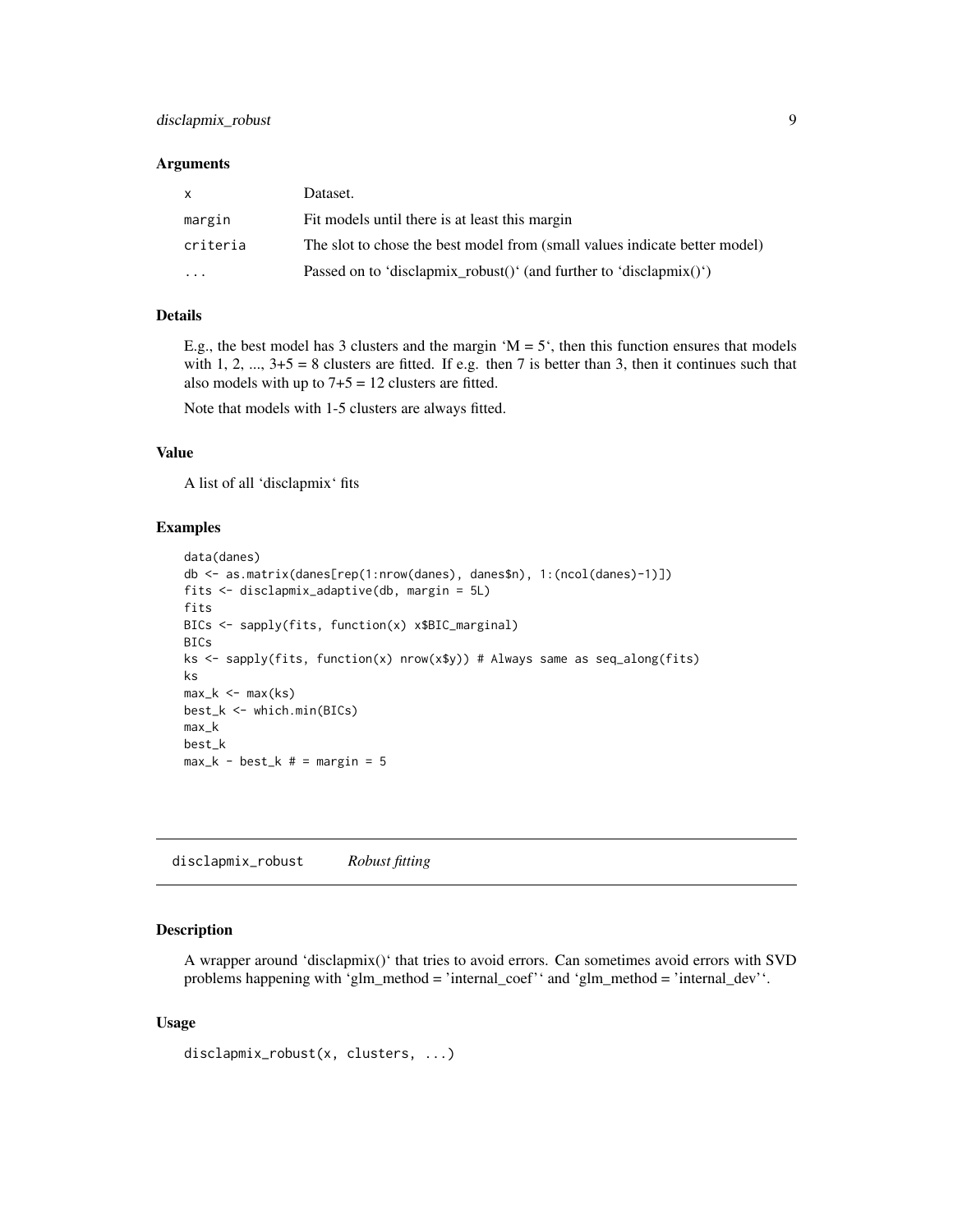### Arguments

| | |
|---|---|
| x | Dataset. |
| margin | Fit models until there is at least this margin |
| criteria | The slot to chose the best model from (small values indicate better model) |
| ... | Passed on to 'disclapmix_robust()' (and further to 'disclapmix()') |

### Details

E.g., the best model has 3 clusters and the margin 'M = 5', then this function ensures that models with 1, 2, ..., 3+5 = 8 clusters are fitted. If e.g. then 7 is better than 3, then it continues such that also models with up to 7+5 = 12 clusters are fitted.

Note that models with 1-5 clusters are always fitted.

### Value

A list of all 'disclapmix' fits

### Examples

```
data(danes)
db <- as.matrix(danes[rep(1:nrow(danes), danes$n), 1:(ncol(danes)-1)])
fits <- disclapmix_adaptive(db, margin = 5L)
fits
BICs <- sapply(fits, function(x) x$BIC_marginal)
BICs
ks <- sapply(fits, function(x) nrow(x$y)) # Always same as seq_along(fits)
ks
max_k <- max(ks)
best_k <- which.min(BICs)
max_k
best_k
max_k - best_k # = margin = 5
```

---

## disclapmix_robust    *Robust fitting*

### Description

A wrapper around 'disclapmix()' that tries to avoid errors. Can sometimes avoid errors with SVD problems happening with 'glm_method = 'internal_coef'' and 'glm_method = 'internal_dev''.

### Usage

```
disclapmix_robust(x, clusters, ...)
```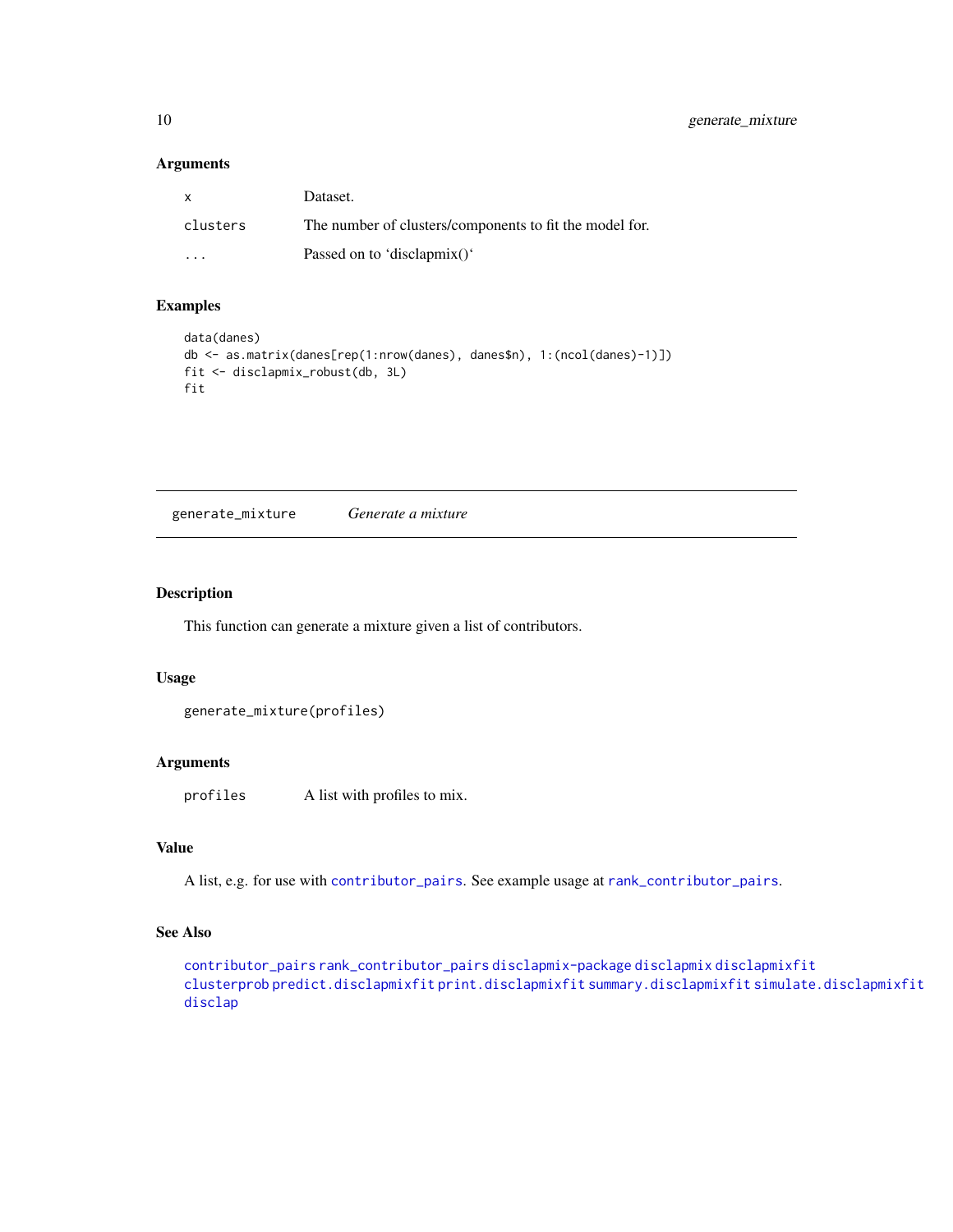### Arguments

| | |
|---|---|
| x | Dataset. |
| clusters | The number of clusters/components to fit the model for. |
| ... | Passed on to 'disclapmix()' |

### Examples

```
data(danes)
db <- as.matrix(danes[rep(1:nrow(danes), danes$n), 1:(ncol(danes)-1)])
fit <- disclapmix_robust(db, 3L)
fit
```

## generate_mixture — *Generate a mixture*

### Description

This function can generate a mixture given a list of contributors.

### Usage

```
generate_mixture(profiles)
```

### Arguments

| | |
|---|---|
| profiles | A list with profiles to mix. |

### Value

A list, e.g. for use with contributor_pairs. See example usage at rank_contributor_pairs.

### See Also

contributor_pairs rank_contributor_pairs disclapmix-package disclapmix disclapmixfit clusterprob predict.disclapmixfit print.disclapmixfit summary.disclapmixfit simulate.disclapmixfit disclap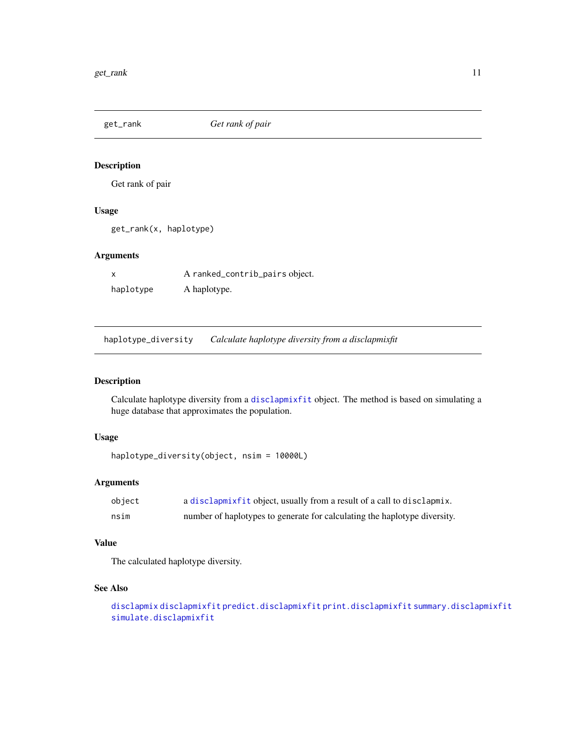## get_rank — *Get rank of pair*

### Description

Get rank of pair

### Usage

```
get_rank(x, haplotype)
```

### Arguments

| | |
|---|---|
| x | A `ranked_contrib_pairs` object. |
| haplotype | A haplotype. |

## haplotype_diversity — *Calculate haplotype diversity from a disclapmixfit*

### Description

Calculate haplotype diversity from a disclapmixfit object. The method is based on simulating a huge database that approximates the population.

### Usage

```
haplotype_diversity(object, nsim = 10000L)
```

### Arguments

| | |
|---|---|
| object | a disclapmixfit object, usually from a result of a call to `disclapmix`. |
| nsim | number of haplotypes to generate for calculating the haplotype diversity. |

### Value

The calculated haplotype diversity.

### See Also

disclapmix disclapmixfit predict.disclapmixfit print.disclapmixfit summary.disclapmixfit simulate.disclapmixfit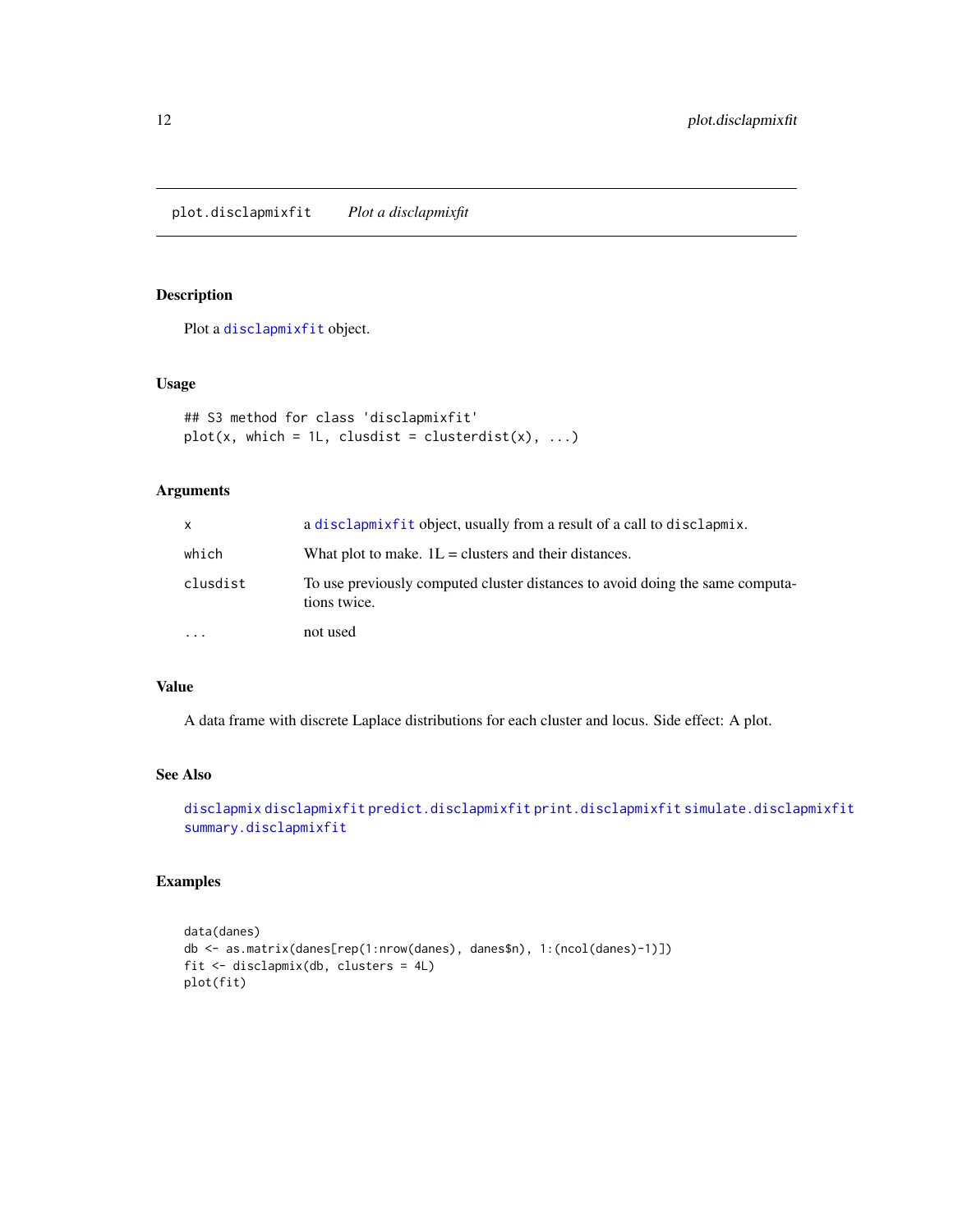## plot.disclapmixfit    *Plot a disclapmixfit*

### Description

Plot a disclapmixfit object.

### Usage

```
## S3 method for class 'disclapmixfit'
plot(x, which = 1L, clusdist = clusterdist(x), ...)
```

### Arguments

| | |
|---|---|
| x | a disclapmixfit object, usually from a result of a call to disclapmix. |
| which | What plot to make. 1L = clusters and their distances. |
| clusdist | To use previously computed cluster distances to avoid doing the same computations twice. |
| ... | not used |

### Value

A data frame with discrete Laplace distributions for each cluster and locus. Side effect: A plot.

### See Also

disclapmix disclapmixfit predict.disclapmixfit print.disclapmixfit simulate.disclapmixfit summary.disclapmixfit

### Examples

```
data(danes)
db <- as.matrix(danes[rep(1:nrow(danes), danes$n), 1:(ncol(danes)-1)])
fit <- disclapmix(db, clusters = 4L)
plot(fit)
```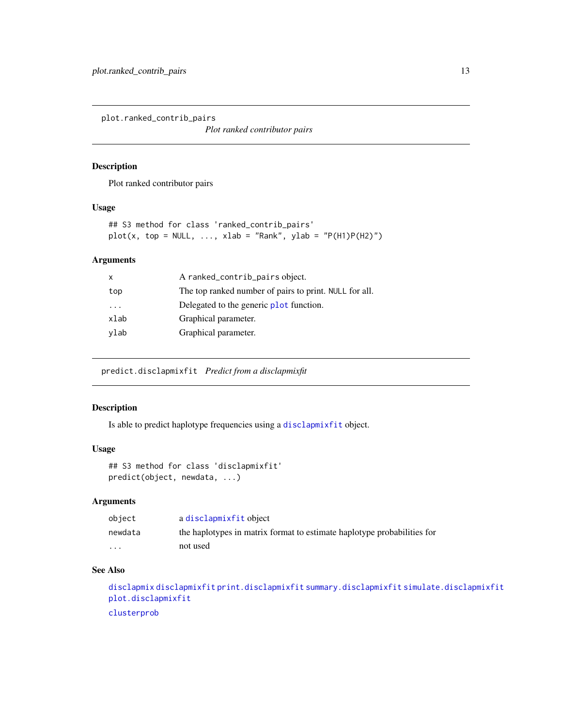## plot.ranked_contrib_pairs — *Plot ranked contributor pairs*

### Description

Plot ranked contributor pairs

### Usage

```
## S3 method for class 'ranked_contrib_pairs'
plot(x, top = NULL, ..., xlab = "Rank", ylab = "P(H1)P(H2)")
```

### Arguments

| | |
|---|---|
| x | A ranked_contrib_pairs object. |
| top | The top ranked number of pairs to print. NULL for all. |
| ... | Delegated to the generic plot function. |
| xlab | Graphical parameter. |
| ylab | Graphical parameter. |

## predict.disclapmixfit — *Predict from a disclapmixfit*

### Description

Is able to predict haplotype frequencies using a disclapmixfit object.

### Usage

```
## S3 method for class 'disclapmixfit'
predict(object, newdata, ...)
```

### Arguments

| | |
|---|---|
| object | a disclapmixfit object |
| newdata | the haplotypes in matrix format to estimate haplotype probabilities for |
| ... | not used |

### See Also

disclapmix disclapmixfit print.disclapmixfit summary.disclapmixfit simulate.disclapmixfit plot.disclapmixfit

clusterprob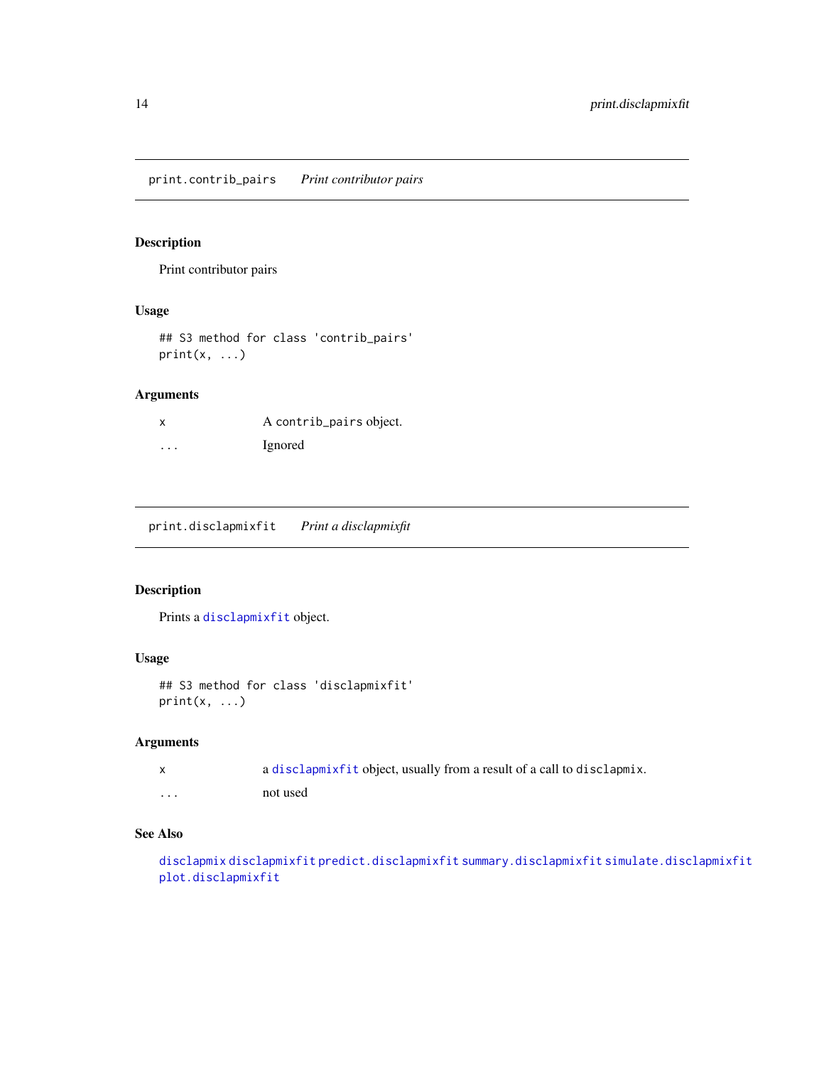## print.contrib_pairs — *Print contributor pairs*

### Description

Print contributor pairs

### Usage

```
## S3 method for class 'contrib_pairs'
print(x, ...)
```

### Arguments

| | |
|---|---|
| x | A contrib_pairs object. |
| ... | Ignored |

## print.disclapmixfit — *Print a disclapmixfit*

### Description

Prints a disclapmixfit object.

### Usage

```
## S3 method for class 'disclapmixfit'
print(x, ...)
```

### Arguments

| | |
|---|---|
| x | a disclapmixfit object, usually from a result of a call to disclapmix. |
| ... | not used |

### See Also

disclapmix disclapmixfit predict.disclapmixfit summary.disclapmixfit simulate.disclapmixfit plot.disclapmixfit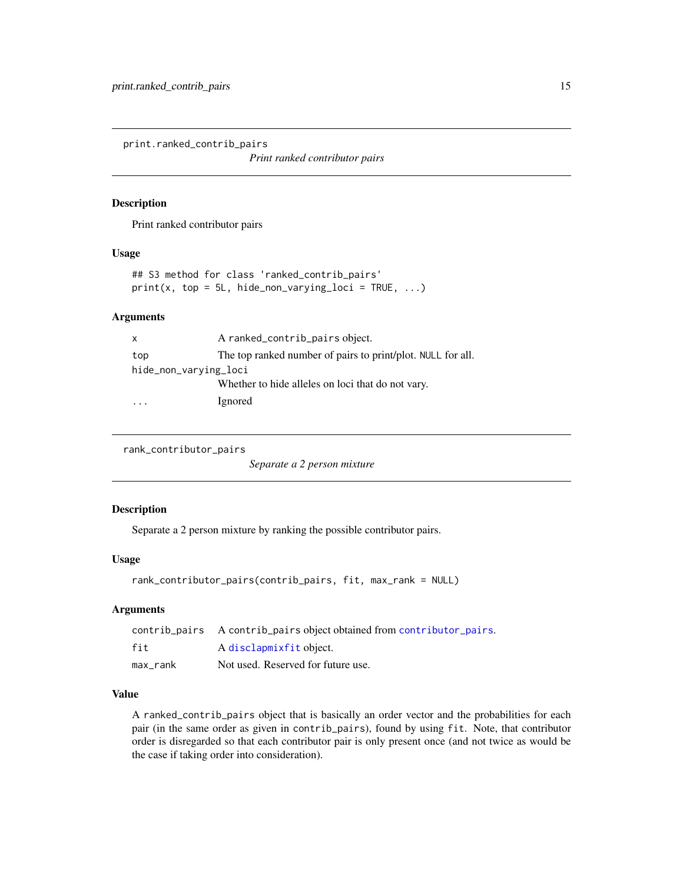## print.ranked_contrib_pairs

*Print ranked contributor pairs*

### Description

Print ranked contributor pairs

### Usage

```
## S3 method for class 'ranked_contrib_pairs'
print(x, top = 5L, hide_non_varying_loci = TRUE, ...)
```

### Arguments

| | |
|---|---|
| `x` | A `ranked_contrib_pairs` object. |
| `top` | The top ranked number of pairs to print/plot. `NULL` for all. |
| `hide_non_varying_loci` | Whether to hide alleles on loci that do not vary. |
| `...` | Ignored |

## rank_contributor_pairs

*Separate a 2 person mixture*

### Description

Separate a 2 person mixture by ranking the possible contributor pairs.

### Usage

```
rank_contributor_pairs(contrib_pairs, fit, max_rank = NULL)
```

### Arguments

| | |
|---|---|
| `contrib_pairs` | A `contrib_pairs` object obtained from `contributor_pairs`. |
| `fit` | A `disclapmixfit` object. |
| `max_rank` | Not used. Reserved for future use. |

### Value

A `ranked_contrib_pairs` object that is basically an order vector and the probabilities for each pair (in the same order as given in `contrib_pairs`), found by using `fit`. Note, that contributor order is disregarded so that each contributor pair is only present once (and not twice as would be the case if taking order into consideration).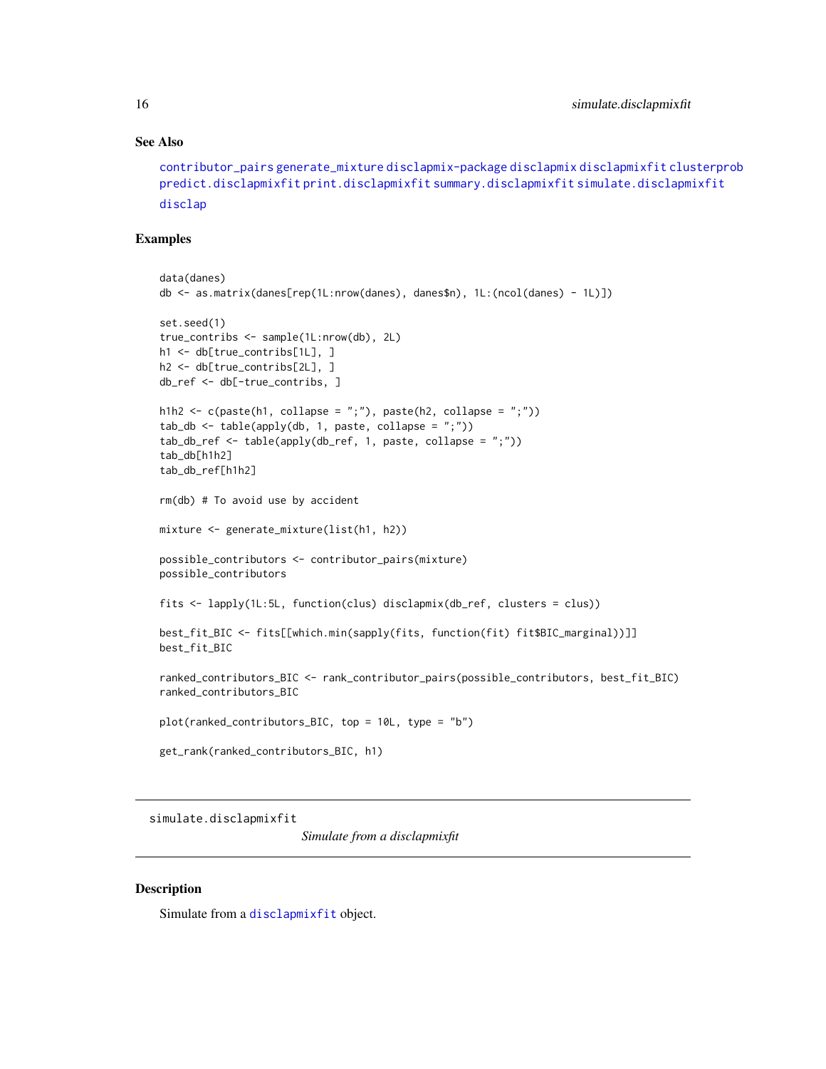### See Also

contributor_pairs generate_mixture disclapmix-package disclapmix disclapmixfit clusterprob predict.disclapmixfit print.disclapmixfit summary.disclapmixfit simulate.disclapmixfit disclap

### Examples

```
data(danes)
db <- as.matrix(danes[rep(1L:nrow(danes), danes$n), 1L:(ncol(danes) - 1L)])

set.seed(1)
true_contribs <- sample(1L:nrow(db), 2L)
h1 <- db[true_contribs[1L], ]
h2 <- db[true_contribs[2L], ]
db_ref <- db[-true_contribs, ]

h1h2 <- c(paste(h1, collapse = ";"), paste(h2, collapse = ";"))
tab_db <- table(apply(db, 1, paste, collapse = ";"))
tab_db_ref <- table(apply(db_ref, 1, paste, collapse = ";"))
tab_db[h1h2]
tab_db_ref[h1h2]

rm(db) # To avoid use by accident

mixture <- generate_mixture(list(h1, h2))

possible_contributors <- contributor_pairs(mixture)
possible_contributors

fits <- lapply(1L:5L, function(clus) disclapmix(db_ref, clusters = clus))

best_fit_BIC <- fits[[which.min(sapply(fits, function(fit) fit$BIC_marginal))]]
best_fit_BIC

ranked_contributors_BIC <- rank_contributor_pairs(possible_contributors, best_fit_BIC)
ranked_contributors_BIC

plot(ranked_contributors_BIC, top = 10L, type = "b")

get_rank(ranked_contributors_BIC, h1)
```

---

## simulate.disclapmixfit

*Simulate from a disclapmixfit*

---

### Description

Simulate from a disclapmixfit object.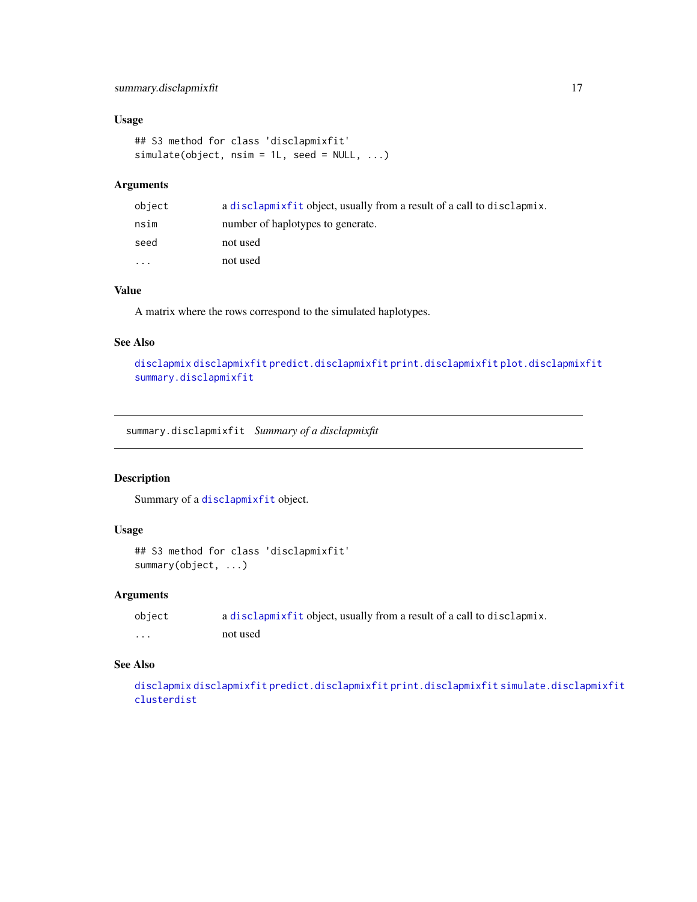### Usage

```
## S3 method for class 'disclapmixfit'
simulate(object, nsim = 1L, seed = NULL, ...)
```

### Arguments

| | |
|---|---|
| object | a disclapmixfit object, usually from a result of a call to disclapmix. |
| nsim | number of haplotypes to generate. |
| seed | not used |
| ... | not used |

### Value

A matrix where the rows correspond to the simulated haplotypes.

### See Also

disclapmix disclapmixfit predict.disclapmixfit print.disclapmixfit plot.disclapmixfit summary.disclapmixfit

---

## summary.disclapmixfit *Summary of a disclapmixfit*

### Description

Summary of a disclapmixfit object.

### Usage

```
## S3 method for class 'disclapmixfit'
summary(object, ...)
```

### Arguments

| | |
|---|---|
| object | a disclapmixfit object, usually from a result of a call to disclapmix. |
| ... | not used |

### See Also

disclapmix disclapmixfit predict.disclapmixfit print.disclapmixfit simulate.disclapmixfit clusterdist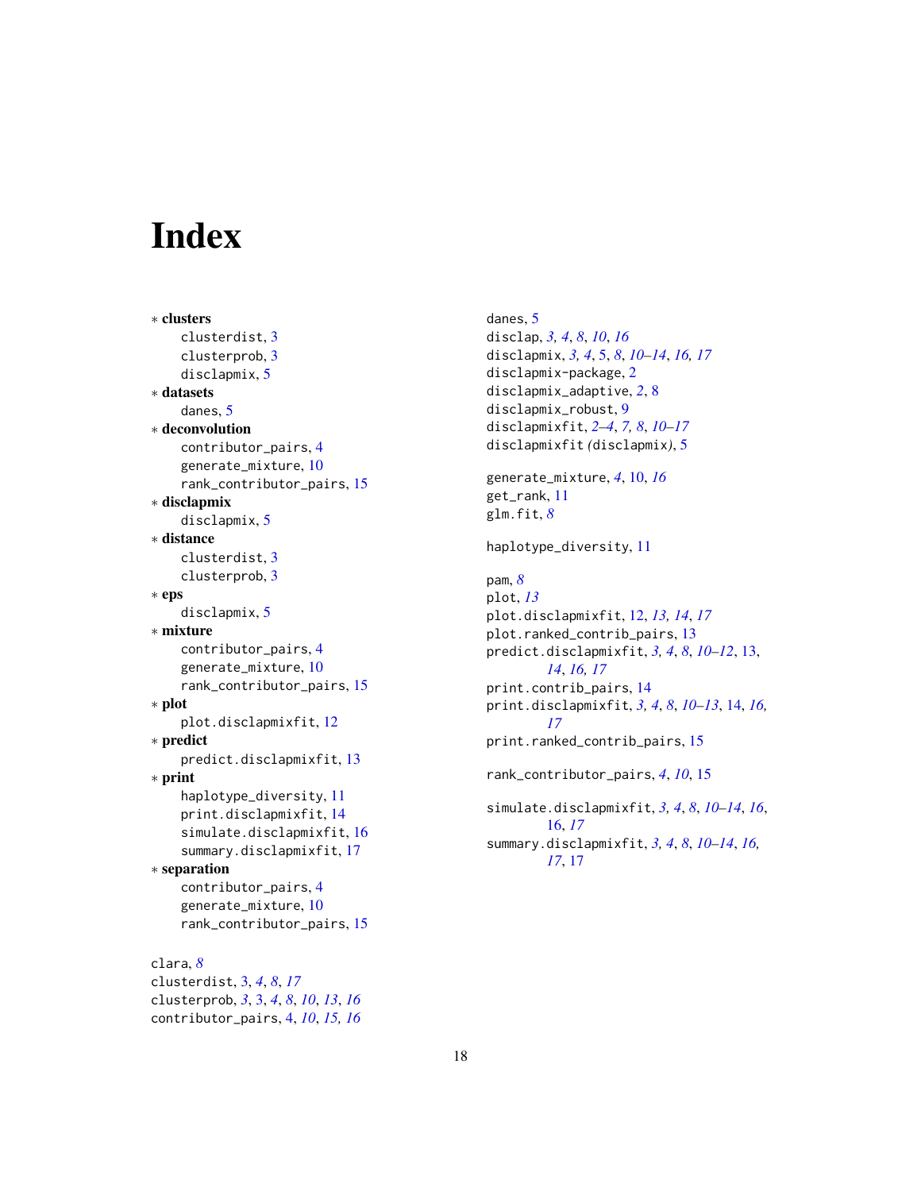# Index

∗ **clusters**
  clusterdist, 3
  clusterprob, 3
  disclapmix, 5
∗ **datasets**
  danes, 5
∗ **deconvolution**
  contributor_pairs, 4
  generate_mixture, 10
  rank_contributor_pairs, 15
∗ **disclapmix**
  disclapmix, 5
∗ **distance**
  clusterdist, 3
  clusterprob, 3
∗ **eps**
  disclapmix, 5
∗ **mixture**
  contributor_pairs, 4
  generate_mixture, 10
  rank_contributor_pairs, 15
∗ **plot**
  plot.disclapmixfit, 12
∗ **predict**
  predict.disclapmixfit, 13
∗ **print**
  haplotype_diversity, 11
  print.disclapmixfit, 14
  simulate.disclapmixfit, 16
  summary.disclapmixfit, 17
∗ **separation**
  contributor_pairs, 4
  generate_mixture, 10
  rank_contributor_pairs, 15

clara, *8*
clusterdist, 3, *4*, *8*, *17*
clusterprob, *3*, 3, *4*, *8*, *10*, *13*, *16*
contributor_pairs, 4, *10*, *15, 16*

danes, 5
disclap, *3, 4*, *8*, *10*, *16*
disclapmix, *3, 4*, 5, *8*, *10–14*, *16, 17*
disclapmix-package, 2
disclapmix_adaptive, *2*, 8
disclapmix_robust, 9
disclapmixfit, *2–4*, *7, 8*, *10–17*
disclapmixfit *(*disclapmix*)*, 5

generate_mixture, *4*, 10, *16*
get_rank, 11
glm.fit, *8*

haplotype_diversity, 11

pam, *8*
plot, *13*
plot.disclapmixfit, 12, *13, 14*, *17*
plot.ranked_contrib_pairs, 13
predict.disclapmixfit, *3, 4*, *8*, *10–12*, 13, *14*, *16, 17*
print.contrib_pairs, 14
print.disclapmixfit, *3, 4*, *8*, *10–13*, 14, *16, 17*
print.ranked_contrib_pairs, 15

rank_contributor_pairs, *4*, *10*, 15

simulate.disclapmixfit, *3, 4*, *8*, *10–14*, *16*, 16, *17*
summary.disclapmixfit, *3, 4*, *8*, *10–14*, *16, 17*, 17